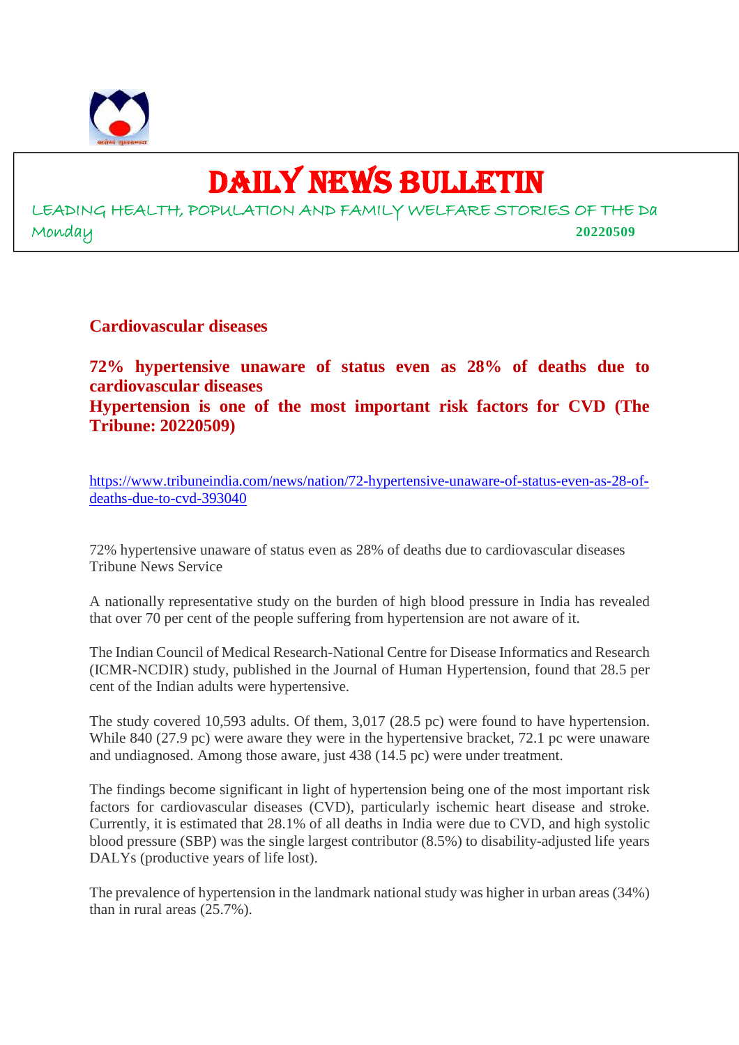# DAILY NEWS BULLETIN

LEADING HEALTH, POPULATION AND FAMILY WELFARE STORIES OF THE Da

Monday **20220509**

## Cardiovascular diseases

### 72% hypertensive unaware of status even as 28% of deaths due to cardiovascular diseases

### Hypertension is one of the most important risk factors for CVD (The Tribune: 20220509)

https://www.tribuneindia.com/news/nation/72-hypertensive-unaware-of-status-even-as-28-of-deaths-due-to-cvd-393040

72% hypertensive unaware of status even as 28% of deaths due to cardiovascular diseases
Tribune News Service

A nationally representative study on the burden of high blood pressure in India has revealed that over 70 per cent of the people suffering from hypertension are not aware of it.

The Indian Council of Medical Research-National Centre for Disease Informatics and Research (ICMR-NCDIR) study, published in the Journal of Human Hypertension, found that 28.5 per cent of the Indian adults were hypertensive.

The study covered 10,593 adults. Of them, 3,017 (28.5 pc) were found to have hypertension. While 840 (27.9 pc) were aware they were in the hypertensive bracket, 72.1 pc were unaware and undiagnosed. Among those aware, just 438 (14.5 pc) were under treatment.

The findings become significant in light of hypertension being one of the most important risk factors for cardiovascular diseases (CVD), particularly ischemic heart disease and stroke. Currently, it is estimated that 28.1% of all deaths in India were due to CVD, and high systolic blood pressure (SBP) was the single largest contributor (8.5%) to disability-adjusted life years DALYs (productive years of life lost).

The prevalence of hypertension in the landmark national study was higher in urban areas (34%) than in rural areas (25.7%).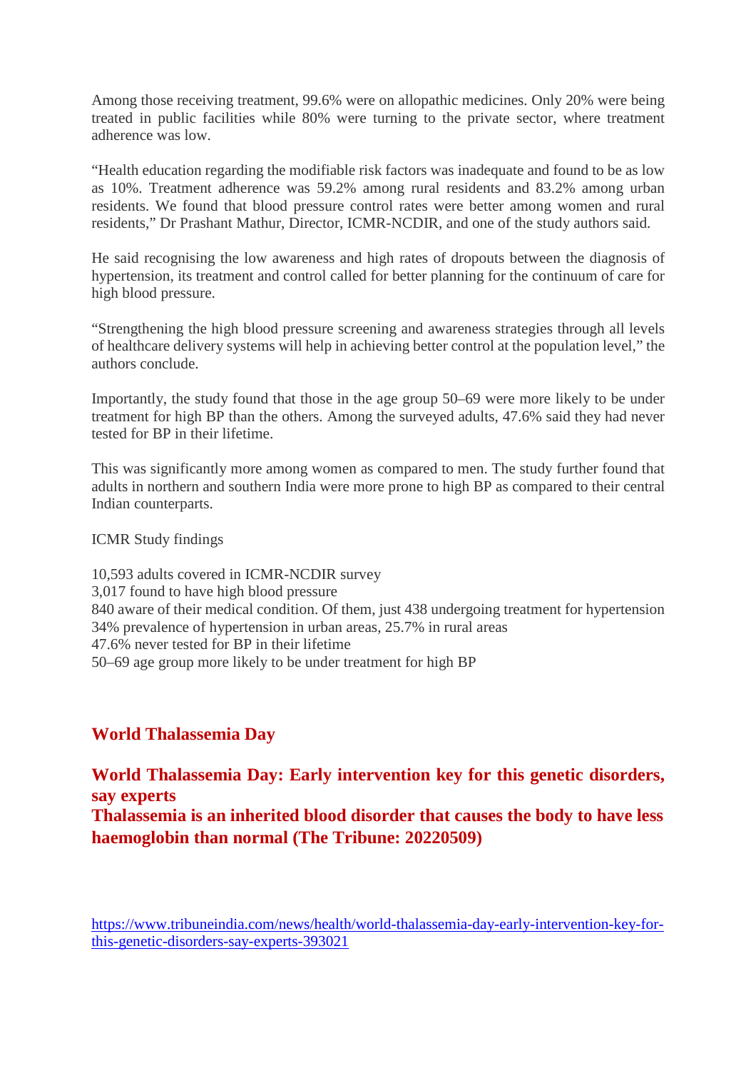Among those receiving treatment, 99.6% were on allopathic medicines. Only 20% were being treated in public facilities while 80% were turning to the private sector, where treatment adherence was low.

“Health education regarding the modifiable risk factors was inadequate and found to be as low as 10%. Treatment adherence was 59.2% among rural residents and 83.2% among urban residents. We found that blood pressure control rates were better among women and rural residents,” Dr Prashant Mathur, Director, ICMR-NCDIR, and one of the study authors said.

He said recognising the low awareness and high rates of dropouts between the diagnosis of hypertension, its treatment and control called for better planning for the continuum of care for high blood pressure.

“Strengthening the high blood pressure screening and awareness strategies through all levels of healthcare delivery systems will help in achieving better control at the population level,” the authors conclude.

Importantly, the study found that those in the age group 50–69 were more likely to be under treatment for high BP than the others. Among the surveyed adults, 47.6% said they had never tested for BP in their lifetime.

This was significantly more among women as compared to men. The study further found that adults in northern and southern India were more prone to high BP as compared to their central Indian counterparts.

ICMR Study findings

10,593 adults covered in ICMR-NCDIR survey
3,017 found to have high blood pressure
840 aware of their medical condition. Of them, just 438 undergoing treatment for hypertension
34% prevalence of hypertension in urban areas, 25.7% in rural areas
47.6% never tested for BP in their lifetime
50–69 age group more likely to be under treatment for high BP

## World Thalassemia Day

### World Thalassemia Day: Early intervention key for this genetic disorders, say experts

### Thalassemia is an inherited blood disorder that causes the body to have less haemoglobin than normal (The Tribune: 20220509)

https://www.tribuneindia.com/news/health/world-thalassemia-day-early-intervention-key-for-this-genetic-disorders-say-experts-393021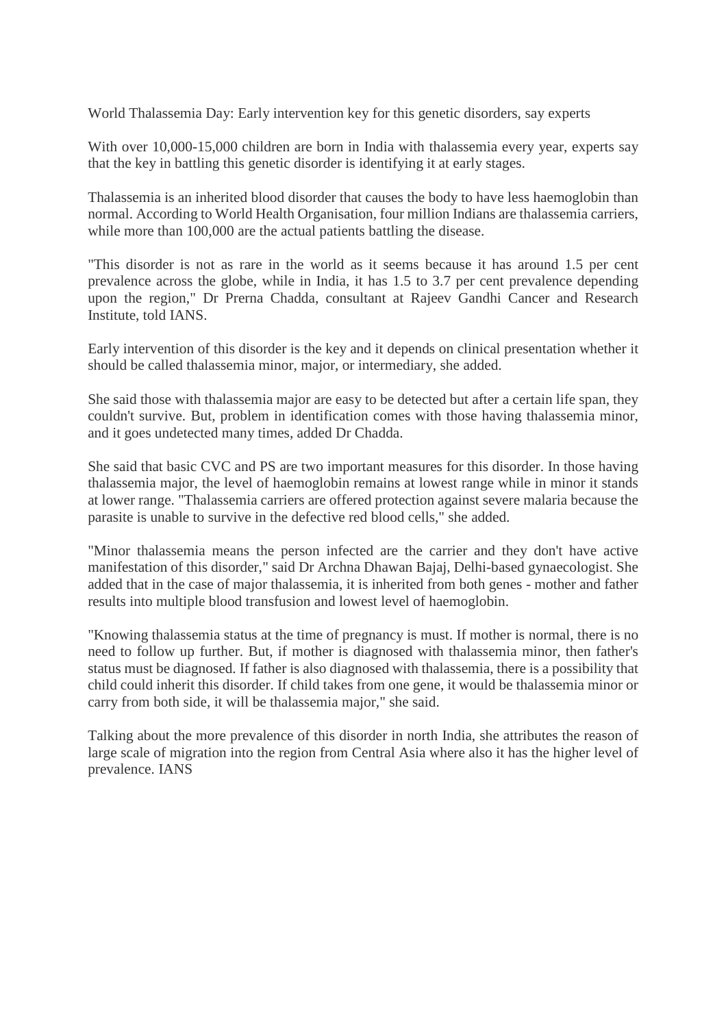# World Thalassemia Day: Early intervention key for this genetic disorders, say experts

With over 10,000-15,000 children are born in India with thalassemia every year, experts say that the key in battling this genetic disorder is identifying it at early stages.

Thalassemia is an inherited blood disorder that causes the body to have less haemoglobin than normal. According to World Health Organisation, four million Indians are thalassemia carriers, while more than 100,000 are the actual patients battling the disease.

"This disorder is not as rare in the world as it seems because it has around 1.5 per cent prevalence across the globe, while in India, it has 1.5 to 3.7 per cent prevalence depending upon the region," Dr Prerna Chadda, consultant at Rajeev Gandhi Cancer and Research Institute, told IANS.

Early intervention of this disorder is the key and it depends on clinical presentation whether it should be called thalassemia minor, major, or intermediary, she added.

She said those with thalassemia major are easy to be detected but after a certain life span, they couldn't survive. But, problem in identification comes with those having thalassemia minor, and it goes undetected many times, added Dr Chadda.

She said that basic CVC and PS are two important measures for this disorder. In those having thalassemia major, the level of haemoglobin remains at lowest range while in minor it stands at lower range. "Thalassemia carriers are offered protection against severe malaria because the parasite is unable to survive in the defective red blood cells," she added.

"Minor thalassemia means the person infected are the carrier and they don't have active manifestation of this disorder," said Dr Archna Dhawan Bajaj, Delhi-based gynaecologist. She added that in the case of major thalassemia, it is inherited from both genes - mother and father results into multiple blood transfusion and lowest level of haemoglobin.

"Knowing thalassemia status at the time of pregnancy is must. If mother is normal, there is no need to follow up further. But, if mother is diagnosed with thalassemia minor, then father's status must be diagnosed. If father is also diagnosed with thalassemia, there is a possibility that child could inherit this disorder. If child takes from one gene, it would be thalassemia minor or carry from both side, it will be thalassemia major," she said.

Talking about the more prevalence of this disorder in north India, she attributes the reason of large scale of migration into the region from Central Asia where also it has the higher level of prevalence. IANS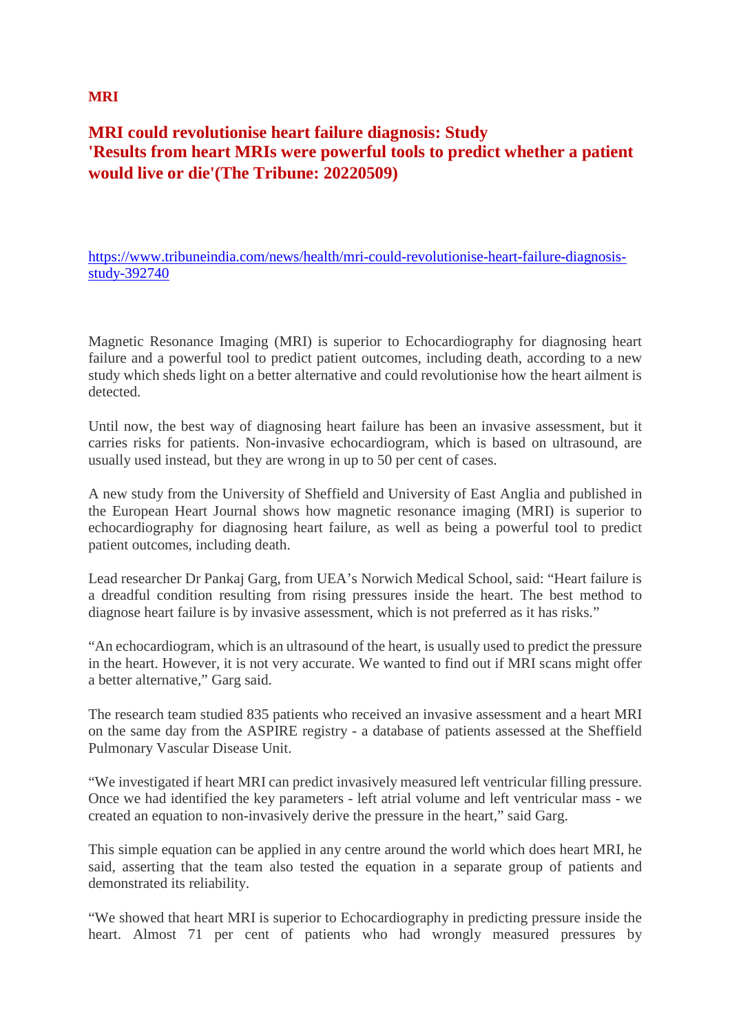**MRI**

## MRI could revolutionise heart failure diagnosis: Study
## 'Results from heart MRIs were powerful tools to predict whether a patient would live or die'(The Tribune: 20220509)

https://www.tribuneindia.com/news/health/mri-could-revolutionise-heart-failure-diagnosis-study-392740

Magnetic Resonance Imaging (MRI) is superior to Echocardiography for diagnosing heart failure and a powerful tool to predict patient outcomes, including death, according to a new study which sheds light on a better alternative and could revolutionise how the heart ailment is detected.

Until now, the best way of diagnosing heart failure has been an invasive assessment, but it carries risks for patients. Non-invasive echocardiogram, which is based on ultrasound, are usually used instead, but they are wrong in up to 50 per cent of cases.

A new study from the University of Sheffield and University of East Anglia and published in the European Heart Journal shows how magnetic resonance imaging (MRI) is superior to echocardiography for diagnosing heart failure, as well as being a powerful tool to predict patient outcomes, including death.

Lead researcher Dr Pankaj Garg, from UEA's Norwich Medical School, said: "Heart failure is a dreadful condition resulting from rising pressures inside the heart. The best method to diagnose heart failure is by invasive assessment, which is not preferred as it has risks."

"An echocardiogram, which is an ultrasound of the heart, is usually used to predict the pressure in the heart. However, it is not very accurate. We wanted to find out if MRI scans might offer a better alternative," Garg said.

The research team studied 835 patients who received an invasive assessment and a heart MRI on the same day from the ASPIRE registry - a database of patients assessed at the Sheffield Pulmonary Vascular Disease Unit.

"We investigated if heart MRI can predict invasively measured left ventricular filling pressure. Once we had identified the key parameters - left atrial volume and left ventricular mass - we created an equation to non-invasively derive the pressure in the heart," said Garg.

This simple equation can be applied in any centre around the world which does heart MRI, he said, asserting that the team also tested the equation in a separate group of patients and demonstrated its reliability.

"We showed that heart MRI is superior to Echocardiography in predicting pressure inside the heart. Almost 71 per cent of patients who had wrongly measured pressures by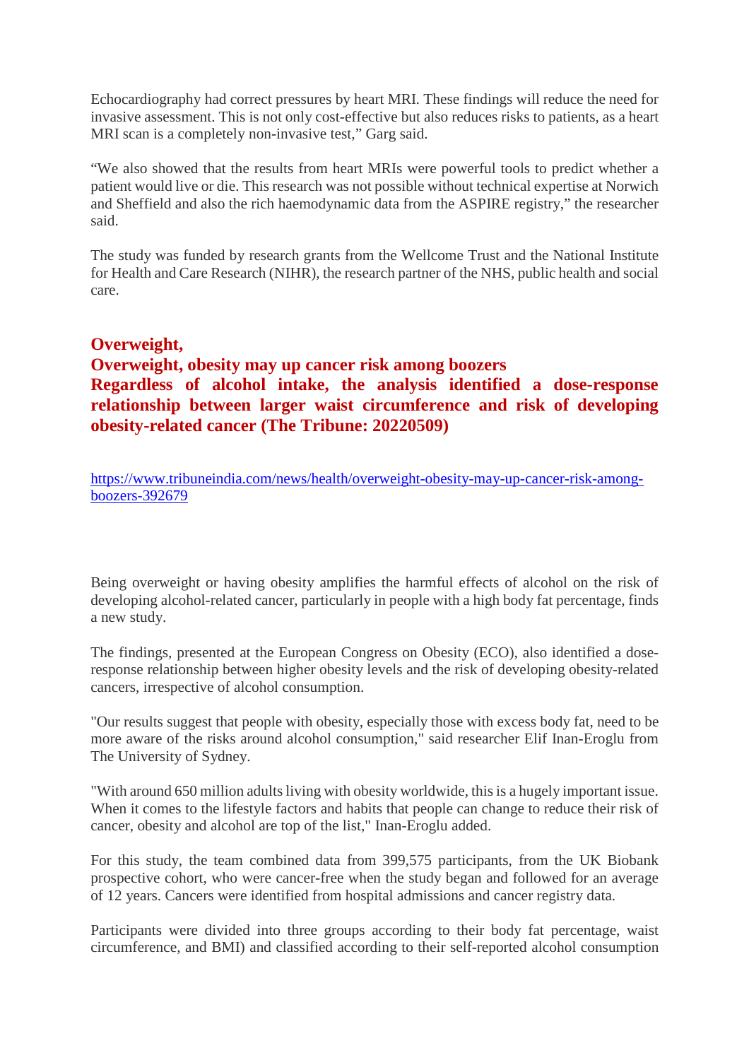Echocardiography had correct pressures by heart MRI. These findings will reduce the need for invasive assessment. This is not only cost-effective but also reduces risks to patients, as a heart MRI scan is a completely non-invasive test," Garg said.

"We also showed that the results from heart MRIs were powerful tools to predict whether a patient would live or die. This research was not possible without technical expertise at Norwich and Sheffield and also the rich haemodynamic data from the ASPIRE registry," the researcher said.

The study was funded by research grants from the Wellcome Trust and the National Institute for Health and Care Research (NIHR), the research partner of the NHS, public health and social care.

## Overweight,
## Overweight, obesity may up cancer risk among boozers
## Regardless of alcohol intake, the analysis identified a dose-response relationship between larger waist circumference and risk of developing obesity-related cancer (The Tribune: 20220509)

https://www.tribuneindia.com/news/health/overweight-obesity-may-up-cancer-risk-among-boozers-392679

Being overweight or having obesity amplifies the harmful effects of alcohol on the risk of developing alcohol-related cancer, particularly in people with a high body fat percentage, finds a new study.

The findings, presented at the European Congress on Obesity (ECO), also identified a dose-response relationship between higher obesity levels and the risk of developing obesity-related cancers, irrespective of alcohol consumption.

"Our results suggest that people with obesity, especially those with excess body fat, need to be more aware of the risks around alcohol consumption," said researcher Elif Inan-Eroglu from The University of Sydney.

"With around 650 million adults living with obesity worldwide, this is a hugely important issue. When it comes to the lifestyle factors and habits that people can change to reduce their risk of cancer, obesity and alcohol are top of the list," Inan-Eroglu added.

For this study, the team combined data from 399,575 participants, from the UK Biobank prospective cohort, who were cancer-free when the study began and followed for an average of 12 years. Cancers were identified from hospital admissions and cancer registry data.

Participants were divided into three groups according to their body fat percentage, waist circumference, and BMI) and classified according to their self-reported alcohol consumption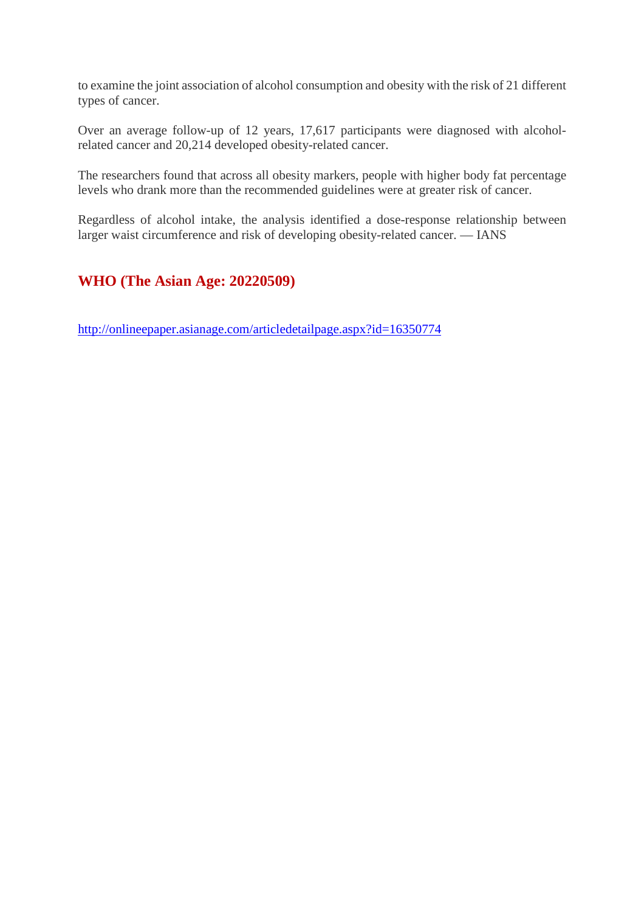to examine the joint association of alcohol consumption and obesity with the risk of 21 different types of cancer.

Over an average follow-up of 12 years, 17,617 participants were diagnosed with alcohol-related cancer and 20,214 developed obesity-related cancer.

The researchers found that across all obesity markers, people with higher body fat percentage levels who drank more than the recommended guidelines were at greater risk of cancer.

Regardless of alcohol intake, the analysis identified a dose-response relationship between larger waist circumference and risk of developing obesity-related cancer. — IANS

## WHO (The Asian Age: 20220509)

http://onlineepaper.asianage.com/articledetailpage.aspx?id=16350774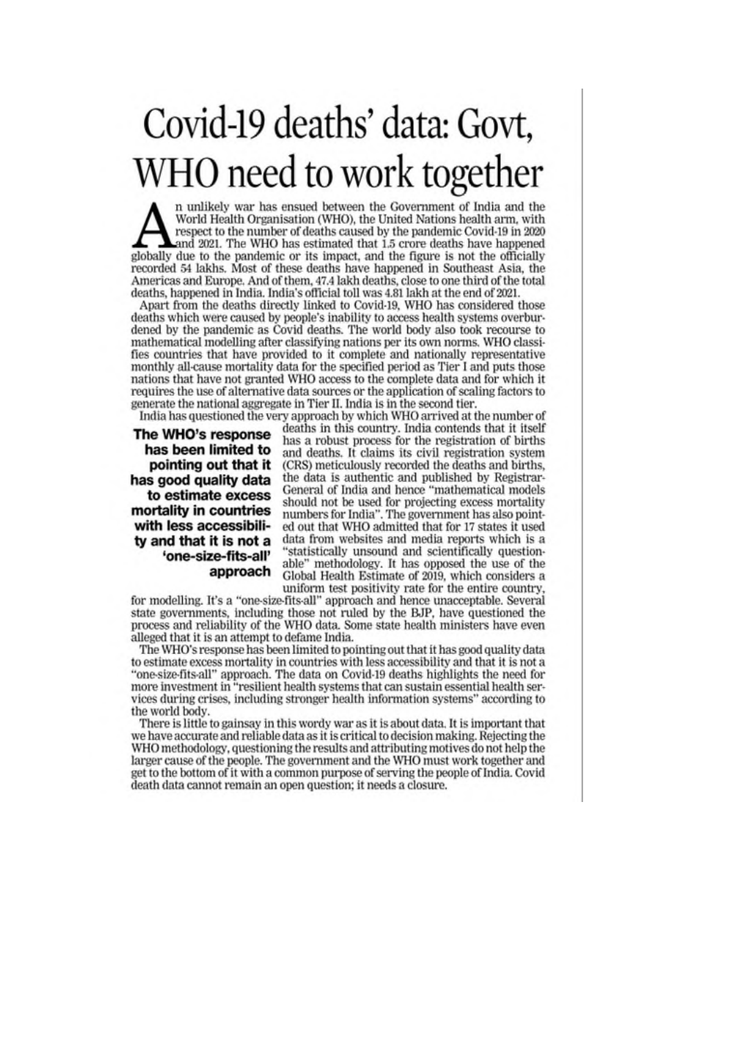# Covid-19 deaths' data: Govt, WHO need to work together

An unlikely war has ensued between the Government of India and the World Health Organisation (WHO), the United Nations health arm, with respect to the number of deaths caused by the pandemic Covid-19 in 2020 and 2021. The WHO has estimated that 1.5 crore deaths have happened globally due to the pandemic or its impact, and the figure is not the officially recorded 54 lakhs. Most of these deaths have happened in Southeast Asia, the Americas and Europe. And of them, 47.4 lakh deaths, close to one third of the total deaths, happened in India. India's official toll was 4.81 lakh at the end of 2021.

Apart from the deaths directly linked to Covid-19, WHO has considered those deaths which were caused by people's inability to access health systems overburdened by the pandemic as Covid deaths. The world body also took recourse to mathematical modelling after classifying nations per its own norms. WHO classifies countries that have provided to it complete and nationally representative monthly all-cause mortality data for the specified period as Tier I and puts those nations that have not granted WHO access to the complete data and for which it requires the use of alternative data sources or the application of scaling factors to generate the national aggregate in Tier II. India is in the second tier.

India has questioned the very approach by which WHO arrived at the number of deaths in this country. India contends that it itself has a robust process for the registration of births and deaths. It claims its civil registration system (CRS) meticulously recorded the deaths and births, the data is authentic and published by Registrar-General of India and hence "mathematical models should not be used for projecting excess mortality numbers for India". The government has also pointed out that WHO admitted that for 17 states it used data from websites and media reports which is a "statistically unsound and scientifically questionable" methodology. It has opposed the use of the Global Health Estimate of 2019, which considers a uniform test positivity rate for the entire country, for modelling. It's a "one-size-fits-all" approach and hence unacceptable. Several state governments, including those not ruled by the BJP, have questioned the process and reliability of the WHO data. Some state health ministers have even alleged that it is an attempt to defame India.

> **The WHO's response has been limited to pointing out that it has good quality data to estimate excess mortality in countries with less accessibility and that it is not a 'one-size-fits-all' approach**

The WHO's response has been limited to pointing out that it has good quality data to estimate excess mortality in countries with less accessibility and that it is not a "one-size-fits-all" approach. The data on Covid-19 deaths highlights the need for more investment in "resilient health systems that can sustain essential health services during crises, including stronger health information systems" according to the world body.

There is little to gainsay in this wordy war as it is about data. It is important that we have accurate and reliable data as it is critical to decision making. Rejecting the WHO methodology, questioning the results and attributing motives do not help the larger cause of the people. The government and the WHO must work together and get to the bottom of it with a common purpose of serving the people of India. Covid death data cannot remain an open question; it needs a closure.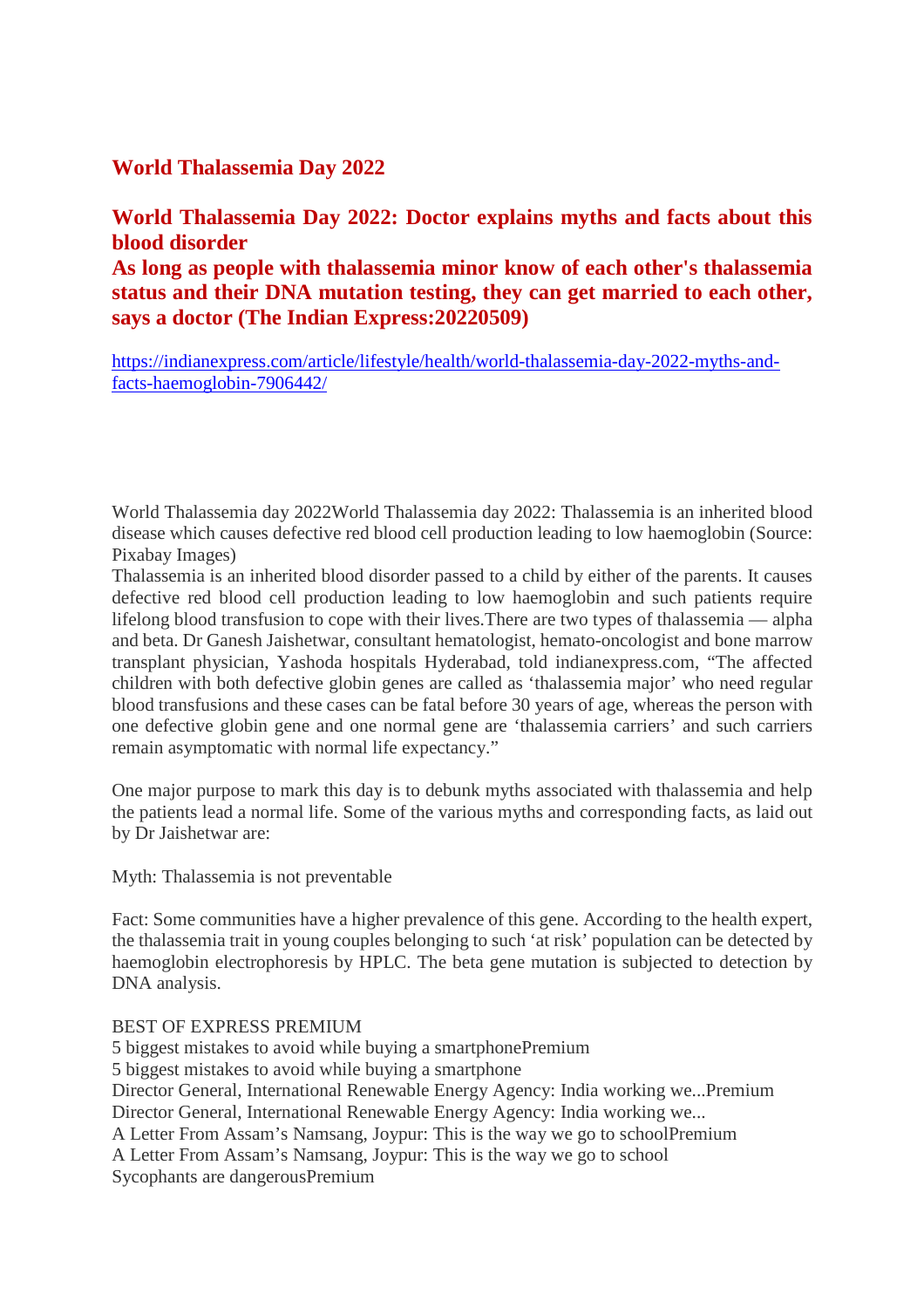## World Thalassemia Day 2022

## World Thalassemia Day 2022: Doctor explains myths and facts about this blood disorder

## As long as people with thalassemia minor know of each other's thalassemia status and their DNA mutation testing, they can get married to each other, says a doctor (The Indian Express:20220509)

https://indianexpress.com/article/lifestyle/health/world-thalassemia-day-2022-myths-and-facts-haemoglobin-7906442/

World Thalassemia day 2022World Thalassemia day 2022: Thalassemia is an inherited blood disease which causes defective red blood cell production leading to low haemoglobin (Source: Pixabay Images)

Thalassemia is an inherited blood disorder passed to a child by either of the parents. It causes defective red blood cell production leading to low haemoglobin and such patients require lifelong blood transfusion to cope with their lives.There are two types of thalassemia — alpha and beta. Dr Ganesh Jaishetwar, consultant hematologist, hemato-oncologist and bone marrow transplant physician, Yashoda hospitals Hyderabad, told indianexpress.com, "The affected children with both defective globin genes are called as 'thalassemia major' who need regular blood transfusions and these cases can be fatal before 30 years of age, whereas the person with one defective globin gene and one normal gene are 'thalassemia carriers' and such carriers remain asymptomatic with normal life expectancy."

One major purpose to mark this day is to debunk myths associated with thalassemia and help the patients lead a normal life. Some of the various myths and corresponding facts, as laid out by Dr Jaishetwar are:

Myth: Thalassemia is not preventable

Fact: Some communities have a higher prevalence of this gene. According to the health expert, the thalassemia trait in young couples belonging to such 'at risk' population can be detected by haemoglobin electrophoresis by HPLC. The beta gene mutation is subjected to detection by DNA analysis.

BEST OF EXPRESS PREMIUM
5 biggest mistakes to avoid while buying a smartphonePremium
5 biggest mistakes to avoid while buying a smartphone
Director General, International Renewable Energy Agency: India working we...Premium
Director General, International Renewable Energy Agency: India working we...
A Letter From Assam's Namsang, Joypur: This is the way we go to schoolPremium
A Letter From Assam's Namsang, Joypur: This is the way we go to school
Sycophants are dangerousPremium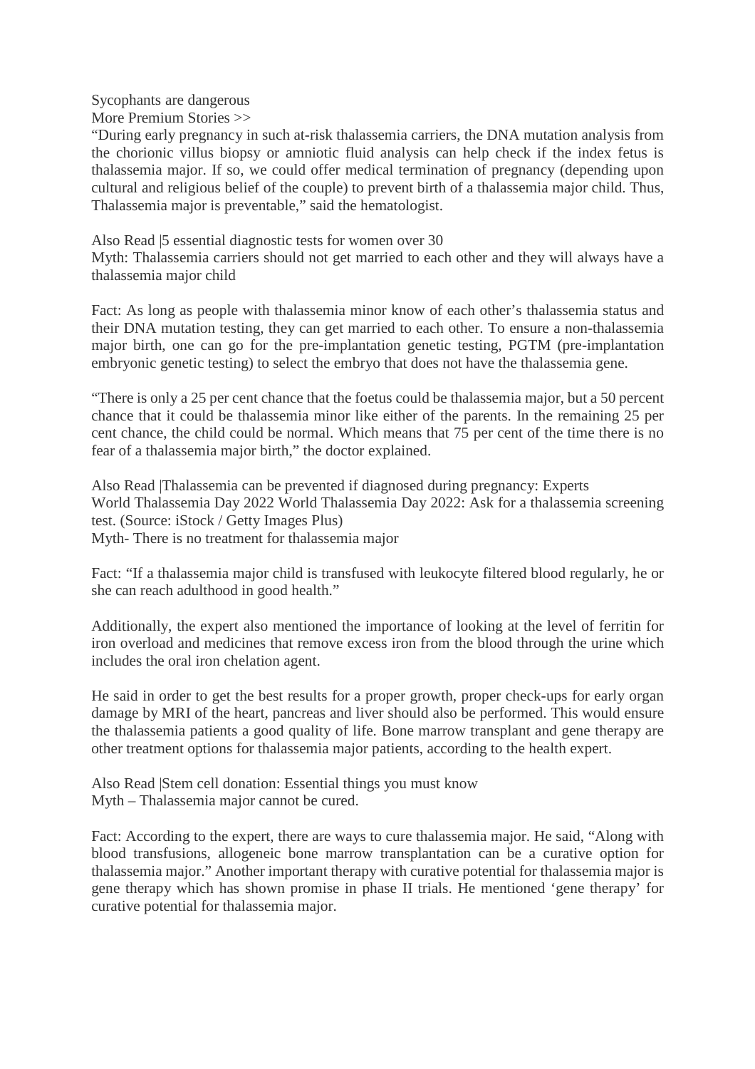Sycophants are dangerous
More Premium Stories >>

"During early pregnancy in such at-risk thalassemia carriers, the DNA mutation analysis from the chorionic villus biopsy or amniotic fluid analysis can help check if the index fetus is thalassemia major. If so, we could offer medical termination of pregnancy (depending upon cultural and religious belief of the couple) to prevent birth of a thalassemia major child. Thus, Thalassemia major is preventable," said the hematologist.

Also Read |5 essential diagnostic tests for women over 30

Myth: Thalassemia carriers should not get married to each other and they will always have a thalassemia major child

Fact: As long as people with thalassemia minor know of each other's thalassemia status and their DNA mutation testing, they can get married to each other. To ensure a non-thalassemia major birth, one can go for the pre-implantation genetic testing, PGTM (pre-implantation embryonic genetic testing) to select the embryo that does not have the thalassemia gene.

"There is only a 25 per cent chance that the foetus could be thalassemia major, but a 50 percent chance that it could be thalassemia minor like either of the parents. In the remaining 25 per cent chance, the child could be normal. Which means that 75 per cent of the time there is no fear of a thalassemia major birth," the doctor explained.

Also Read |Thalassemia can be prevented if diagnosed during pregnancy: Experts

World Thalassemia Day 2022 World Thalassemia Day 2022: Ask for a thalassemia screening test. (Source: iStock / Getty Images Plus)

Myth- There is no treatment for thalassemia major

Fact: "If a thalassemia major child is transfused with leukocyte filtered blood regularly, he or she can reach adulthood in good health."

Additionally, the expert also mentioned the importance of looking at the level of ferritin for iron overload and medicines that remove excess iron from the blood through the urine which includes the oral iron chelation agent.

He said in order to get the best results for a proper growth, proper check-ups for early organ damage by MRI of the heart, pancreas and liver should also be performed. This would ensure the thalassemia patients a good quality of life. Bone marrow transplant and gene therapy are other treatment options for thalassemia major patients, according to the health expert.

Also Read |Stem cell donation: Essential things you must know

Myth – Thalassemia major cannot be cured.

Fact: According to the expert, there are ways to cure thalassemia major. He said, "Along with blood transfusions, allogeneic bone marrow transplantation can be a curative option for thalassemia major." Another important therapy with curative potential for thalassemia major is gene therapy which has shown promise in phase II trials. He mentioned 'gene therapy' for curative potential for thalassemia major.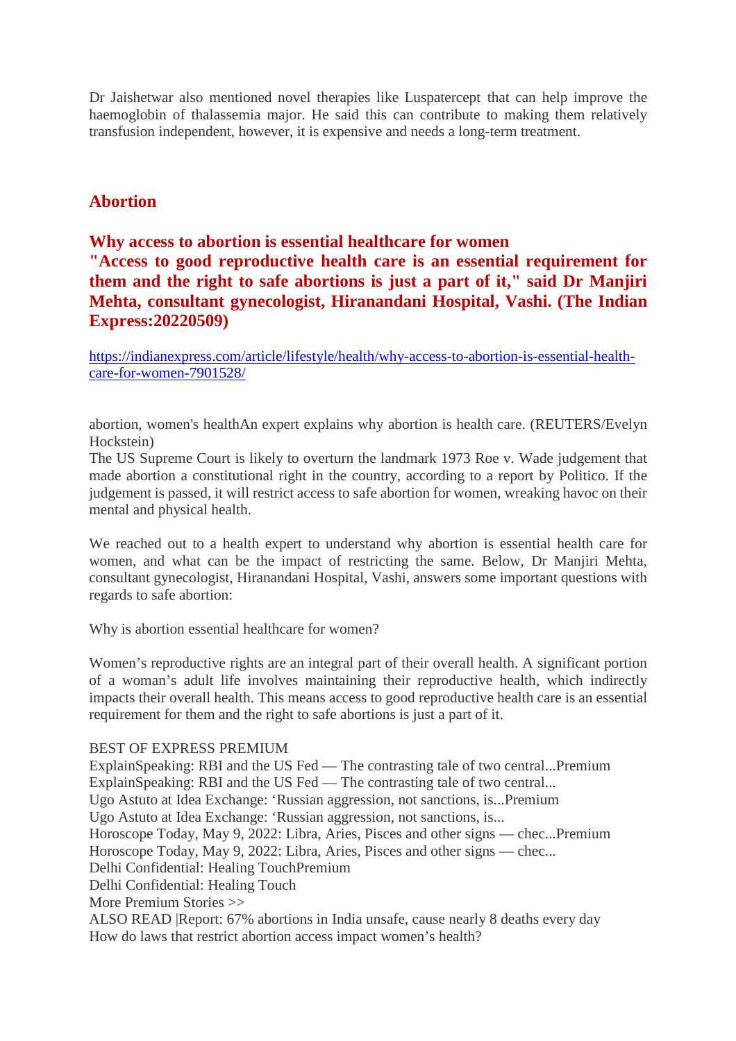Dr Jaishetwar also mentioned novel therapies like Luspatercept that can help improve the haemoglobin of thalassemia major. He said this can contribute to making them relatively transfusion independent, however, it is expensive and needs a long-term treatment.

## Abortion

### Why access to abortion is essential healthcare for women
### "Access to good reproductive health care is an essential requirement for them and the right to safe abortions is just a part of it," said Dr Manjiri Mehta, consultant gynecologist, Hiranandani Hospital, Vashi. (The Indian Express:20220509)

[https://indianexpress.com/article/lifestyle/health/why-access-to-abortion-is-essential-health-care-for-women-7901528/](https://indianexpress.com/article/lifestyle/health/why-access-to-abortion-is-essential-health-care-for-women-7901528/)

abortion, women's healthAn expert explains why abortion is health care. (REUTERS/Evelyn Hockstein)
The US Supreme Court is likely to overturn the landmark 1973 Roe v. Wade judgement that made abortion a constitutional right in the country, according to a report by Politico. If the judgement is passed, it will restrict access to safe abortion for women, wreaking havoc on their mental and physical health.

We reached out to a health expert to understand why abortion is essential health care for women, and what can be the impact of restricting the same. Below, Dr Manjiri Mehta, consultant gynecologist, Hiranandani Hospital, Vashi, answers some important questions with regards to safe abortion:

Why is abortion essential healthcare for women?

Women's reproductive rights are an integral part of their overall health. A significant portion of a woman's adult life involves maintaining their reproductive health, which indirectly impacts their overall health. This means access to good reproductive health care is an essential requirement for them and the right to safe abortions is just a part of it.

BEST OF EXPRESS PREMIUM
ExplainSpeaking: RBI and the US Fed — The contrasting tale of two central...Premium
ExplainSpeaking: RBI and the US Fed — The contrasting tale of two central...
Ugo Astuto at Idea Exchange: 'Russian aggression, not sanctions, is...Premium
Ugo Astuto at Idea Exchange: 'Russian aggression, not sanctions, is...
Horoscope Today, May 9, 2022: Libra, Aries, Pisces and other signs — chec...Premium
Horoscope Today, May 9, 2022: Libra, Aries, Pisces and other signs — chec...
Delhi Confidential: Healing TouchPremium
Delhi Confidential: Healing Touch
More Premium Stories >>
ALSO READ |Report: 67% abortions in India unsafe, cause nearly 8 deaths every day
How do laws that restrict abortion access impact women's health?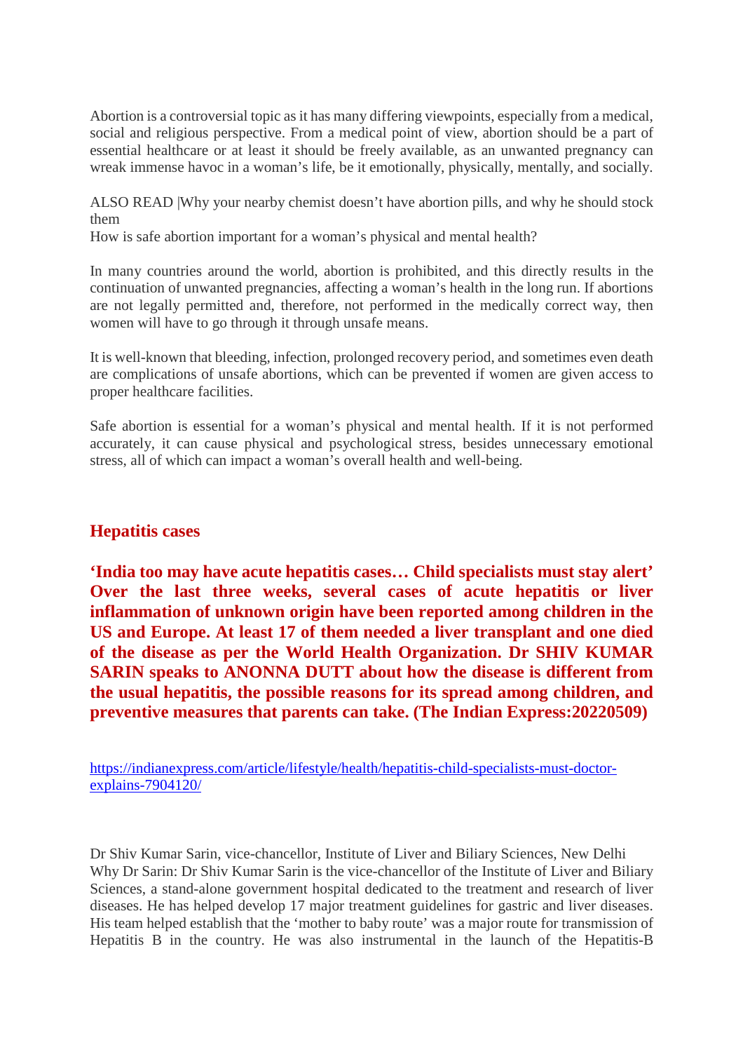Abortion is a controversial topic as it has many differing viewpoints, especially from a medical, social and religious perspective. From a medical point of view, abortion should be a part of essential healthcare or at least it should be freely available, as an unwanted pregnancy can wreak immense havoc in a woman's life, be it emotionally, physically, mentally, and socially.

ALSO READ |Why your nearby chemist doesn't have abortion pills, and why he should stock them
How is safe abortion important for a woman's physical and mental health?

In many countries around the world, abortion is prohibited, and this directly results in the continuation of unwanted pregnancies, affecting a woman's health in the long run. If abortions are not legally permitted and, therefore, not performed in the medically correct way, then women will have to go through it through unsafe means.

It is well-known that bleeding, infection, prolonged recovery period, and sometimes even death are complications of unsafe abortions, which can be prevented if women are given access to proper healthcare facilities.

Safe abortion is essential for a woman's physical and mental health. If it is not performed accurately, it can cause physical and psychological stress, besides unnecessary emotional stress, all of which can impact a woman's overall health and well-being.

## Hepatitis cases

**'India too may have acute hepatitis cases… Child specialists must stay alert' Over the last three weeks, several cases of acute hepatitis or liver inflammation of unknown origin have been reported among children in the US and Europe. At least 17 of them needed a liver transplant and one died of the disease as per the World Health Organization. Dr SHIV KUMAR SARIN speaks to ANONNA DUTT about how the disease is different from the usual hepatitis, the possible reasons for its spread among children, and preventive measures that parents can take. (The Indian Express:20220509)**

https://indianexpress.com/article/lifestyle/health/hepatitis-child-specialists-must-doctor-explains-7904120/

Dr Shiv Kumar Sarin, vice-chancellor, Institute of Liver and Biliary Sciences, New Delhi
Why Dr Sarin: Dr Shiv Kumar Sarin is the vice-chancellor of the Institute of Liver and Biliary Sciences, a stand-alone government hospital dedicated to the treatment and research of liver diseases. He has helped develop 17 major treatment guidelines for gastric and liver diseases. His team helped establish that the 'mother to baby route' was a major route for transmission of Hepatitis B in the country. He was also instrumental in the launch of the Hepatitis-B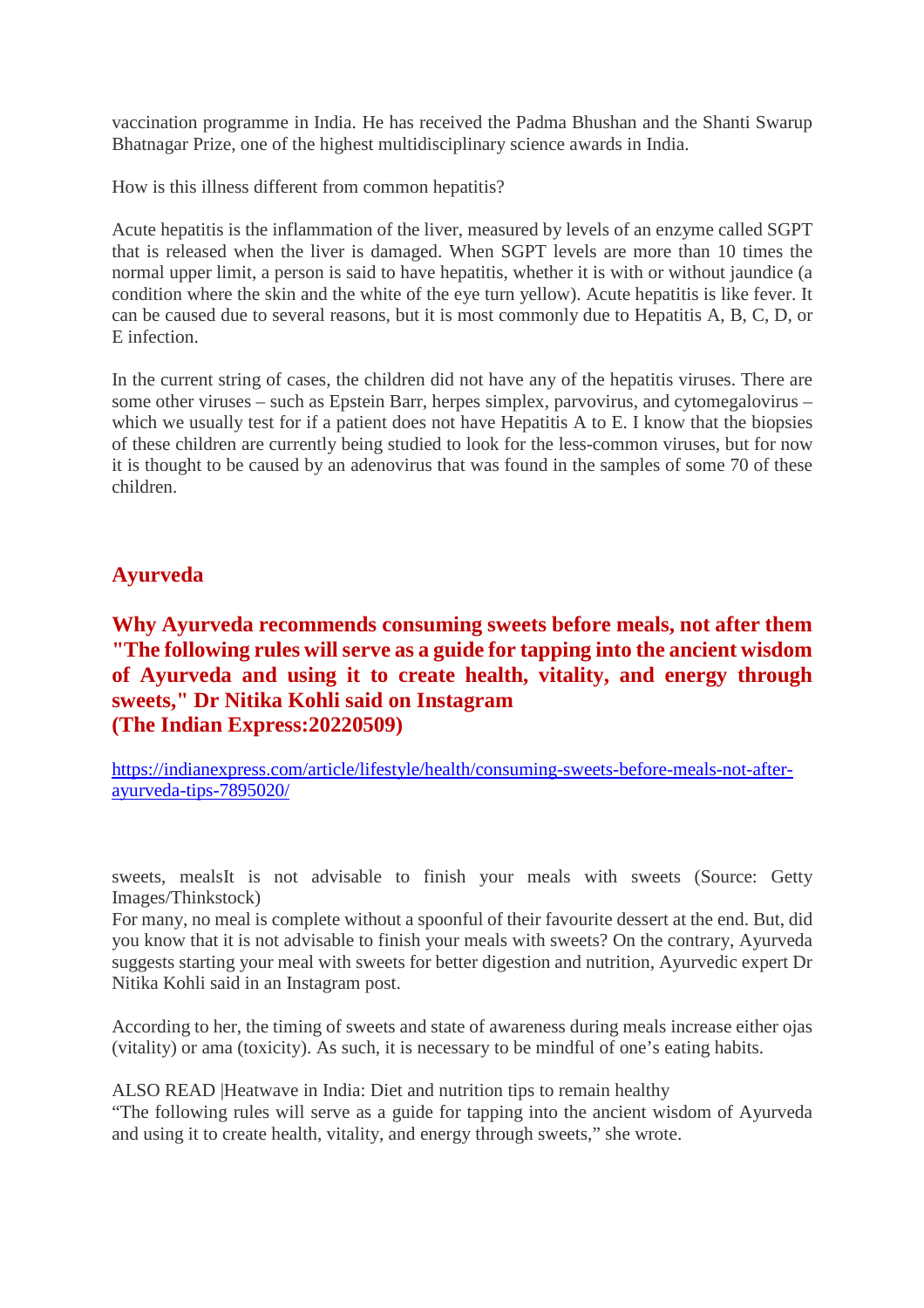vaccination programme in India. He has received the Padma Bhushan and the Shanti Swarup Bhatnagar Prize, one of the highest multidisciplinary science awards in India.

How is this illness different from common hepatitis?

Acute hepatitis is the inflammation of the liver, measured by levels of an enzyme called SGPT that is released when the liver is damaged. When SGPT levels are more than 10 times the normal upper limit, a person is said to have hepatitis, whether it is with or without jaundice (a condition where the skin and the white of the eye turn yellow). Acute hepatitis is like fever. It can be caused due to several reasons, but it is most commonly due to Hepatitis A, B, C, D, or E infection.

In the current string of cases, the children did not have any of the hepatitis viruses. There are some other viruses – such as Epstein Barr, herpes simplex, parvovirus, and cytomegalovirus – which we usually test for if a patient does not have Hepatitis A to E. I know that the biopsies of these children are currently being studied to look for the less-common viruses, but for now it is thought to be caused by an adenovirus that was found in the samples of some 70 of these children.

## Ayurveda

## Why Ayurveda recommends consuming sweets before meals, not after them "The following rules will serve as a guide for tapping into the ancient wisdom of Ayurveda and using it to create health, vitality, and energy through sweets," Dr Nitika Kohli said on Instagram (The Indian Express:20220509)

https://indianexpress.com/article/lifestyle/health/consuming-sweets-before-meals-not-after-ayurveda-tips-7895020/

sweets, mealsIt is not advisable to finish your meals with sweets (Source: Getty Images/Thinkstock)

For many, no meal is complete without a spoonful of their favourite dessert at the end. But, did you know that it is not advisable to finish your meals with sweets? On the contrary, Ayurveda suggests starting your meal with sweets for better digestion and nutrition, Ayurvedic expert Dr Nitika Kohli said in an Instagram post.

According to her, the timing of sweets and state of awareness during meals increase either ojas (vitality) or ama (toxicity). As such, it is necessary to be mindful of one's eating habits.

ALSO READ |Heatwave in India: Diet and nutrition tips to remain healthy

"The following rules will serve as a guide for tapping into the ancient wisdom of Ayurveda and using it to create health, vitality, and energy through sweets," she wrote.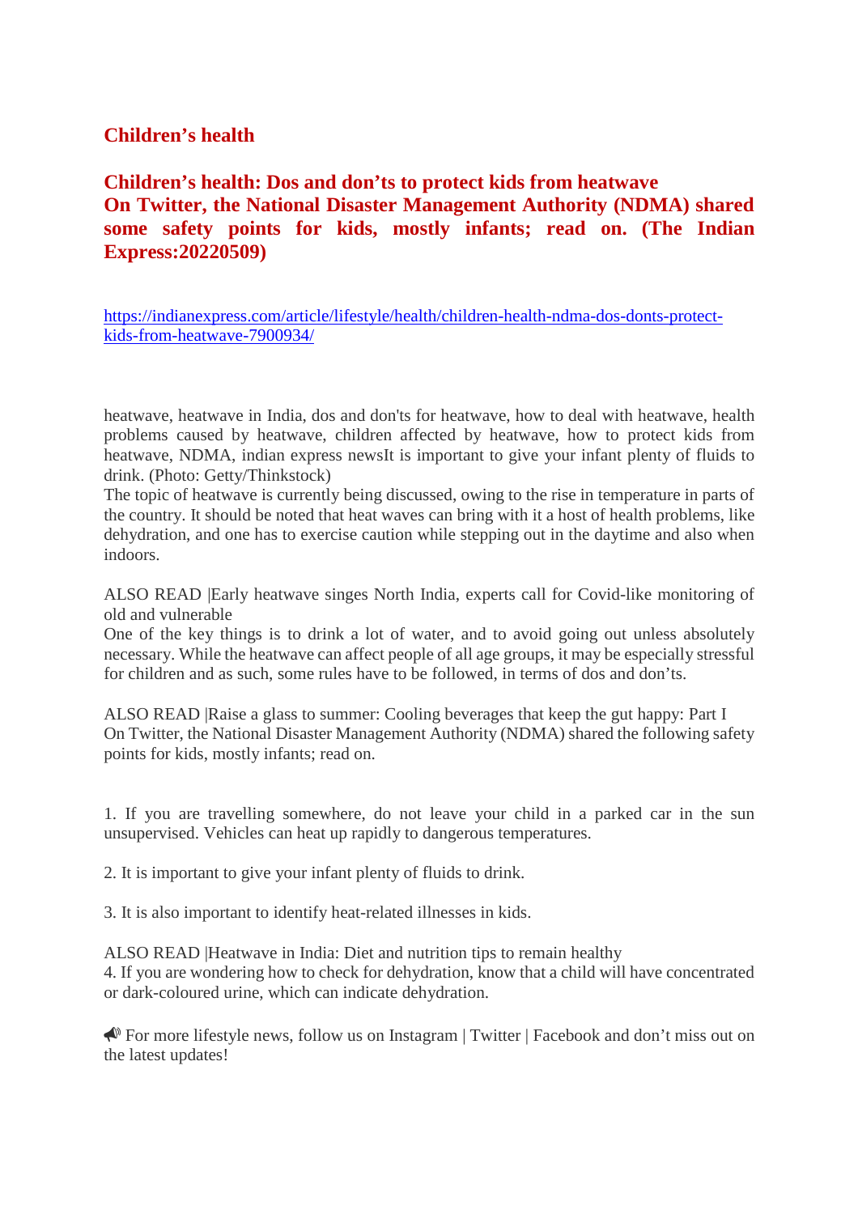## Children's health

## Children's health: Dos and don'ts to protect kids from heatwave

**On Twitter, the National Disaster Management Authority (NDMA) shared some safety points for kids, mostly infants; read on. (The Indian Express:20220509)**

https://indianexpress.com/article/lifestyle/health/children-health-ndma-dos-donts-protect-kids-from-heatwave-7900934/

heatwave, heatwave in India, dos and don'ts for heatwave, how to deal with heatwave, health problems caused by heatwave, children affected by heatwave, how to protect kids from heatwave, NDMA, indian express newsIt is important to give your infant plenty of fluids to drink. (Photo: Getty/Thinkstock)

The topic of heatwave is currently being discussed, owing to the rise in temperature in parts of the country. It should be noted that heat waves can bring with it a host of health problems, like dehydration, and one has to exercise caution while stepping out in the daytime and also when indoors.

ALSO READ |Early heatwave singes North India, experts call for Covid-like monitoring of old and vulnerable

One of the key things is to drink a lot of water, and to avoid going out unless absolutely necessary. While the heatwave can affect people of all age groups, it may be especially stressful for children and as such, some rules have to be followed, in terms of dos and don'ts.

ALSO READ |Raise a glass to summer: Cooling beverages that keep the gut happy: Part I

On Twitter, the National Disaster Management Authority (NDMA) shared the following safety points for kids, mostly infants; read on.

1. If you are travelling somewhere, do not leave your child in a parked car in the sun unsupervised. Vehicles can heat up rapidly to dangerous temperatures.

2. It is important to give your infant plenty of fluids to drink.

3. It is also important to identify heat-related illnesses in kids.

ALSO READ |Heatwave in India: Diet and nutrition tips to remain healthy

4. If you are wondering how to check for dehydration, know that a child will have concentrated or dark-coloured urine, which can indicate dehydration.

📣 For more lifestyle news, follow us on Instagram | Twitter | Facebook and don't miss out on the latest updates!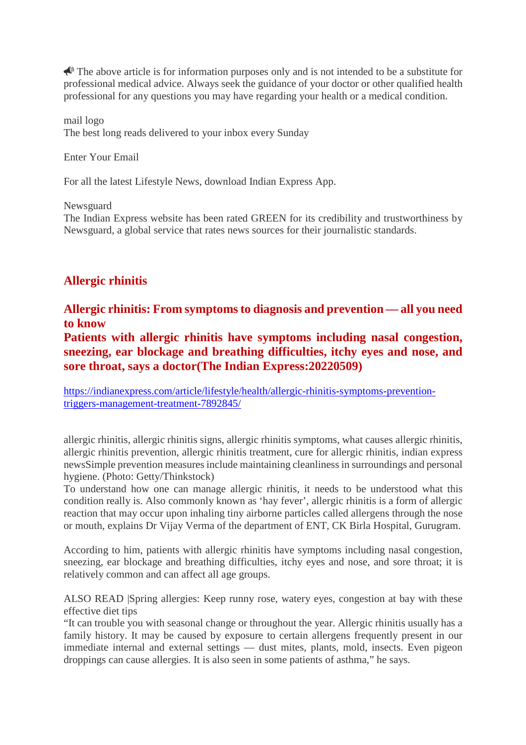📢 The above article is for information purposes only and is not intended to be a substitute for professional medical advice. Always seek the guidance of your doctor or other qualified health professional for any questions you may have regarding your health or a medical condition.

mail logo
The best long reads delivered to your inbox every Sunday

Enter Your Email

For all the latest Lifestyle News, download Indian Express App.

Newsguard
The Indian Express website has been rated GREEN for its credibility and trustworthiness by Newsguard, a global service that rates news sources for their journalistic standards.

## Allergic rhinitis

### Allergic rhinitis: From symptoms to diagnosis and prevention — all you need to know

### Patients with allergic rhinitis have symptoms including nasal congestion, sneezing, ear blockage and breathing difficulties, itchy eyes and nose, and sore throat, says a doctor(The Indian Express:20220509)

https://indianexpress.com/article/lifestyle/health/allergic-rhinitis-symptoms-prevention-triggers-management-treatment-7892845/

allergic rhinitis, allergic rhinitis signs, allergic rhinitis symptoms, what causes allergic rhinitis, allergic rhinitis prevention, allergic rhinitis treatment, cure for allergic rhinitis, indian express newsSimple prevention measures include maintaining cleanliness in surroundings and personal hygiene. (Photo: Getty/Thinkstock)
To understand how one can manage allergic rhinitis, it needs to be understood what this condition really is. Also commonly known as 'hay fever', allergic rhinitis is a form of allergic reaction that may occur upon inhaling tiny airborne particles called allergens through the nose or mouth, explains Dr Vijay Verma of the department of ENT, CK Birla Hospital, Gurugram.

According to him, patients with allergic rhinitis have symptoms including nasal congestion, sneezing, ear blockage and breathing difficulties, itchy eyes and nose, and sore throat; it is relatively common and can affect all age groups.

ALSO READ |Spring allergies: Keep runny rose, watery eyes, congestion at bay with these effective diet tips
"It can trouble you with seasonal change or throughout the year. Allergic rhinitis usually has a family history. It may be caused by exposure to certain allergens frequently present in our immediate internal and external settings — dust mites, plants, mold, insects. Even pigeon droppings can cause allergies. It is also seen in some patients of asthma," he says.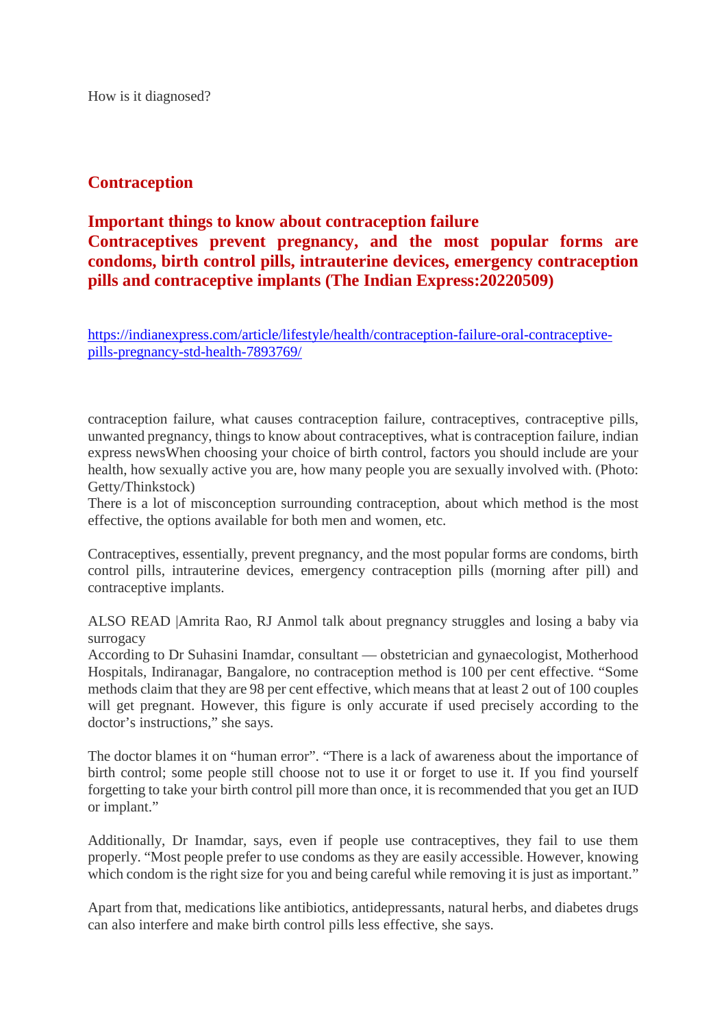How is it diagnosed?

## Contraception

### Important things to know about contraception failure

### Contraceptives prevent pregnancy, and the most popular forms are condoms, birth control pills, intrauterine devices, emergency contraception pills and contraceptive implants (The Indian Express:20220509)

https://indianexpress.com/article/lifestyle/health/contraception-failure-oral-contraceptive-pills-pregnancy-std-health-7893769/

contraception failure, what causes contraception failure, contraceptives, contraceptive pills, unwanted pregnancy, things to know about contraceptives, what is contraception failure, indian express newsWhen choosing your choice of birth control, factors you should include are your health, how sexually active you are, how many people you are sexually involved with. (Photo: Getty/Thinkstock)

There is a lot of misconception surrounding contraception, about which method is the most effective, the options available for both men and women, etc.

Contraceptives, essentially, prevent pregnancy, and the most popular forms are condoms, birth control pills, intrauterine devices, emergency contraception pills (morning after pill) and contraceptive implants.

ALSO READ |Amrita Rao, RJ Anmol talk about pregnancy struggles and losing a baby via surrogacy

According to Dr Suhasini Inamdar, consultant — obstetrician and gynaecologist, Motherhood Hospitals, Indiranagar, Bangalore, no contraception method is 100 per cent effective. "Some methods claim that they are 98 per cent effective, which means that at least 2 out of 100 couples will get pregnant. However, this figure is only accurate if used precisely according to the doctor's instructions," she says.

The doctor blames it on "human error". "There is a lack of awareness about the importance of birth control; some people still choose not to use it or forget to use it. If you find yourself forgetting to take your birth control pill more than once, it is recommended that you get an IUD or implant."

Additionally, Dr Inamdar, says, even if people use contraceptives, they fail to use them properly. "Most people prefer to use condoms as they are easily accessible. However, knowing which condom is the right size for you and being careful while removing it is just as important."

Apart from that, medications like antibiotics, antidepressants, natural herbs, and diabetes drugs can also interfere and make birth control pills less effective, she says.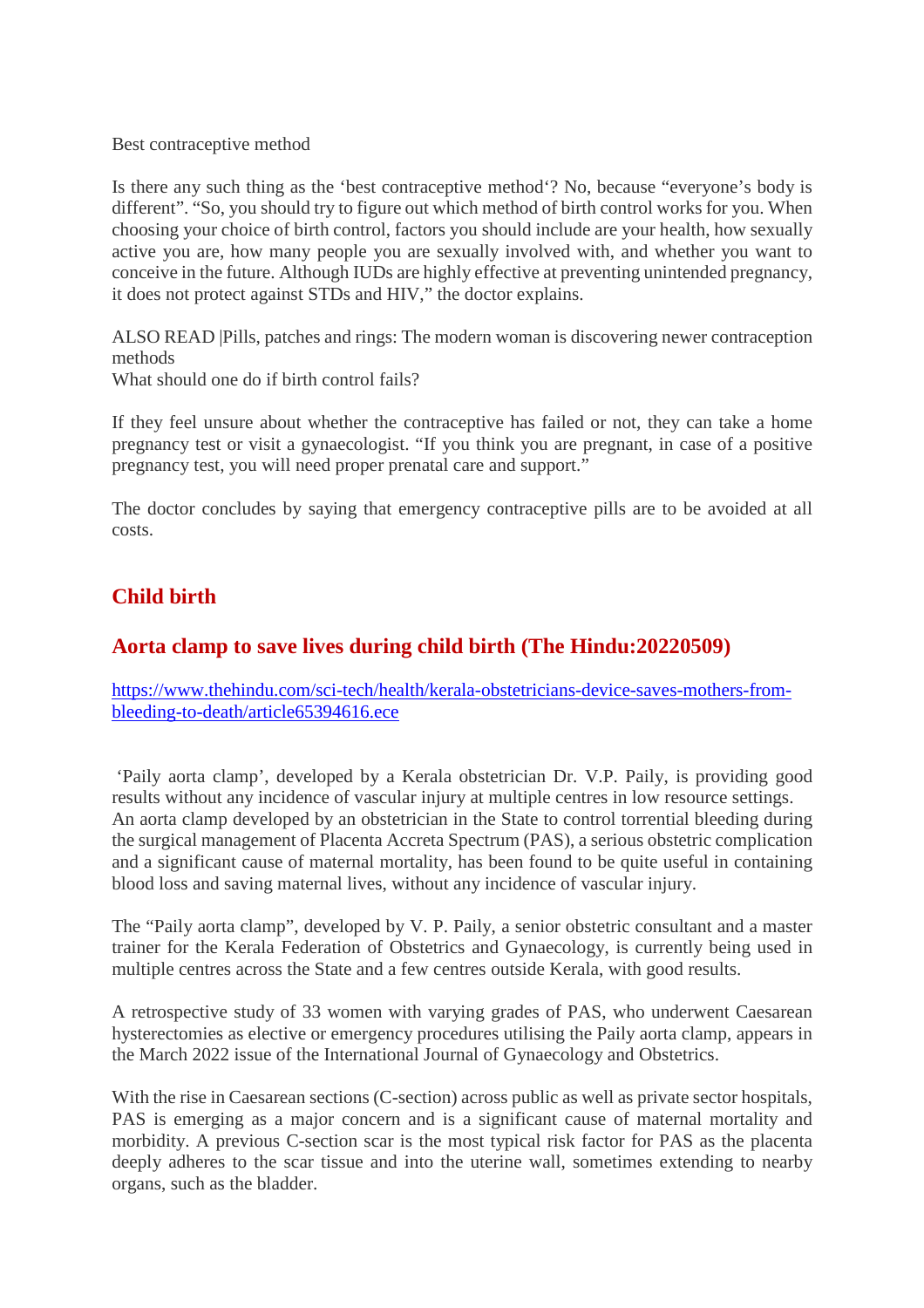Best contraceptive method

Is there any such thing as the 'best contraceptive method'? No, because "everyone's body is different". "So, you should try to figure out which method of birth control works for you. When choosing your choice of birth control, factors you should include are your health, how sexually active you are, how many people you are sexually involved with, and whether you want to conceive in the future. Although IUDs are highly effective at preventing unintended pregnancy, it does not protect against STDs and HIV," the doctor explains.

ALSO READ |Pills, patches and rings: The modern woman is discovering newer contraception methods
What should one do if birth control fails?

If they feel unsure about whether the contraceptive has failed or not, they can take a home pregnancy test or visit a gynaecologist. "If you think you are pregnant, in case of a positive pregnancy test, you will need proper prenatal care and support."

The doctor concludes by saying that emergency contraceptive pills are to be avoided at all costs.

## Child birth

## Aorta clamp to save lives during child birth (The Hindu:20220509)

https://www.thehindu.com/sci-tech/health/kerala-obstetricians-device-saves-mothers-from-bleeding-to-death/article65394616.ece

'Paily aorta clamp', developed by a Kerala obstetrician Dr. V.P. Paily, is providing good results without any incidence of vascular injury at multiple centres in low resource settings.
An aorta clamp developed by an obstetrician in the State to control torrential bleeding during the surgical management of Placenta Accreta Spectrum (PAS), a serious obstetric complication and a significant cause of maternal mortality, has been found to be quite useful in containing blood loss and saving maternal lives, without any incidence of vascular injury.

The "Paily aorta clamp", developed by V. P. Paily, a senior obstetric consultant and a master trainer for the Kerala Federation of Obstetrics and Gynaecology, is currently being used in multiple centres across the State and a few centres outside Kerala, with good results.

A retrospective study of 33 women with varying grades of PAS, who underwent Caesarean hysterectomies as elective or emergency procedures utilising the Paily aorta clamp, appears in the March 2022 issue of the International Journal of Gynaecology and Obstetrics.

With the rise in Caesarean sections (C-section) across public as well as private sector hospitals, PAS is emerging as a major concern and is a significant cause of maternal mortality and morbidity. A previous C-section scar is the most typical risk factor for PAS as the placenta deeply adheres to the scar tissue and into the uterine wall, sometimes extending to nearby organs, such as the bladder.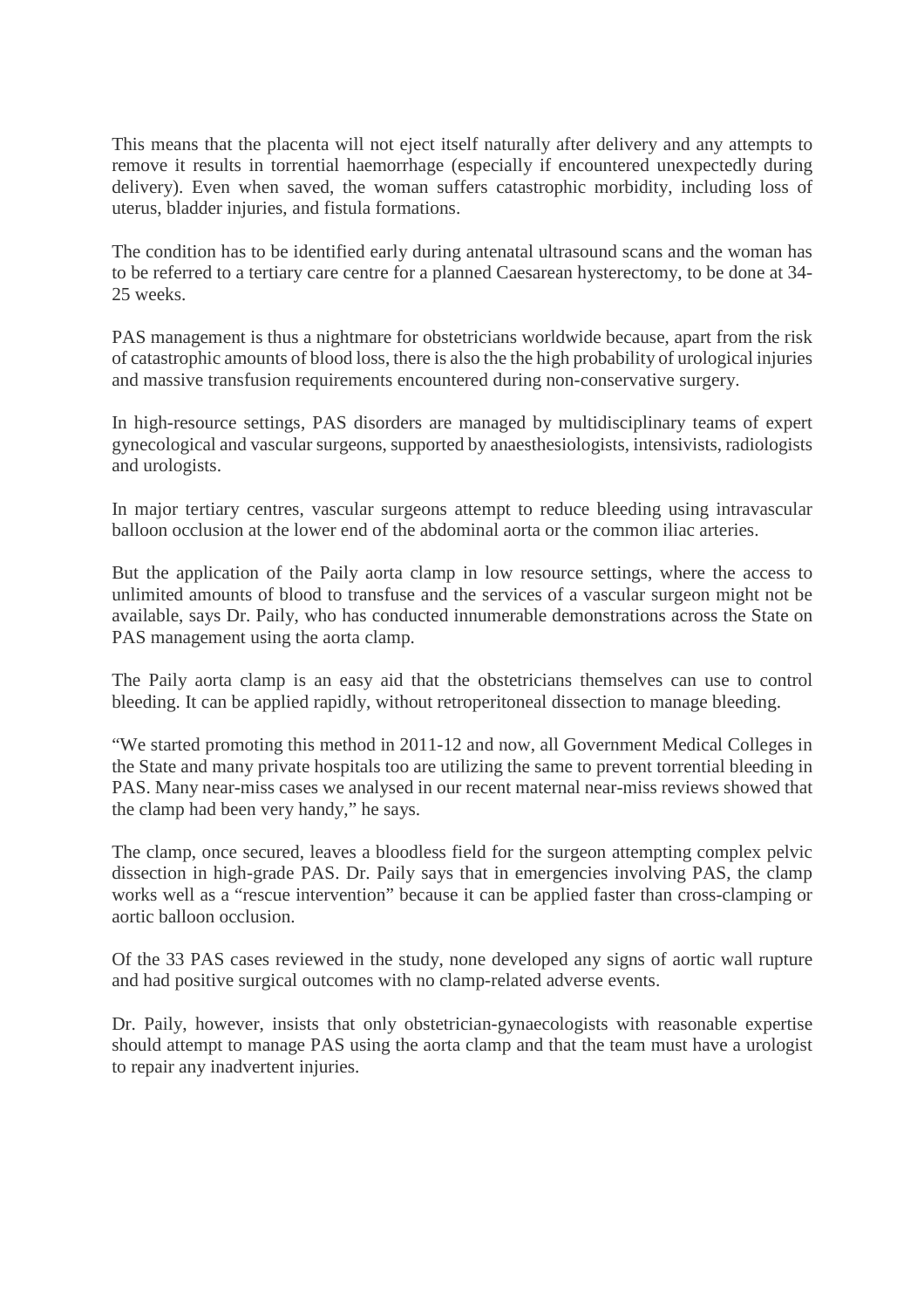This means that the placenta will not eject itself naturally after delivery and any attempts to remove it results in torrential haemorrhage (especially if encountered unexpectedly during delivery). Even when saved, the woman suffers catastrophic morbidity, including loss of uterus, bladder injuries, and fistula formations.

The condition has to be identified early during antenatal ultrasound scans and the woman has to be referred to a tertiary care centre for a planned Caesarean hysterectomy, to be done at 34-25 weeks.

PAS management is thus a nightmare for obstetricians worldwide because, apart from the risk of catastrophic amounts of blood loss, there is also the the high probability of urological injuries and massive transfusion requirements encountered during non-conservative surgery.

In high-resource settings, PAS disorders are managed by multidisciplinary teams of expert gynecological and vascular surgeons, supported by anaesthesiologists, intensivists, radiologists and urologists.

In major tertiary centres, vascular surgeons attempt to reduce bleeding using intravascular balloon occlusion at the lower end of the abdominal aorta or the common iliac arteries.

But the application of the Paily aorta clamp in low resource settings, where the access to unlimited amounts of blood to transfuse and the services of a vascular surgeon might not be available, says Dr. Paily, who has conducted innumerable demonstrations across the State on PAS management using the aorta clamp.

The Paily aorta clamp is an easy aid that the obstetricians themselves can use to control bleeding. It can be applied rapidly, without retroperitoneal dissection to manage bleeding.

"We started promoting this method in 2011-12 and now, all Government Medical Colleges in the State and many private hospitals too are utilizing the same to prevent torrential bleeding in PAS. Many near-miss cases we analysed in our recent maternal near-miss reviews showed that the clamp had been very handy," he says.

The clamp, once secured, leaves a bloodless field for the surgeon attempting complex pelvic dissection in high-grade PAS. Dr. Paily says that in emergencies involving PAS, the clamp works well as a "rescue intervention" because it can be applied faster than cross-clamping or aortic balloon occlusion.

Of the 33 PAS cases reviewed in the study, none developed any signs of aortic wall rupture and had positive surgical outcomes with no clamp-related adverse events.

Dr. Paily, however, insists that only obstetrician-gynaecologists with reasonable expertise should attempt to manage PAS using the aorta clamp and that the team must have a urologist to repair any inadvertent injuries.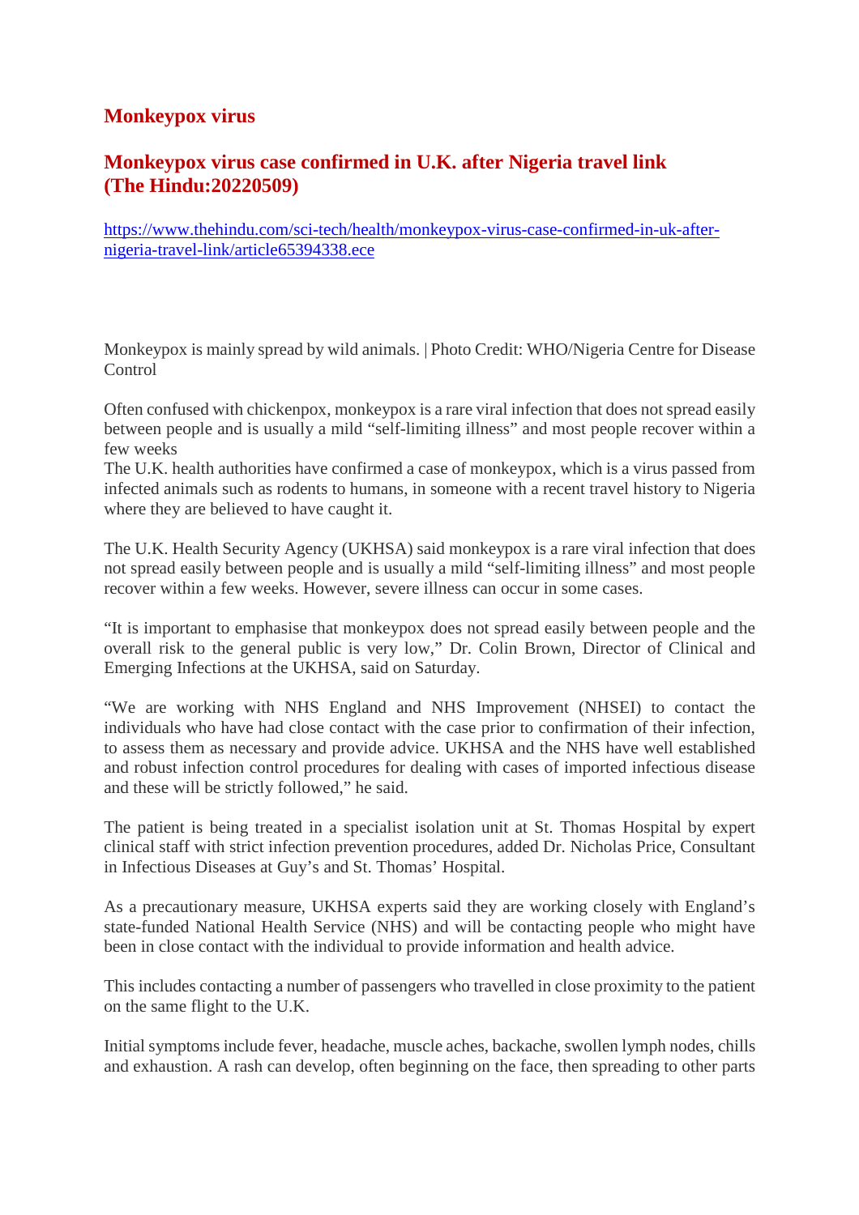## Monkeypox virus

## Monkeypox virus case confirmed in U.K. after Nigeria travel link (The Hindu:20220509)

[https://www.thehindu.com/sci-tech/health/monkeypox-virus-case-confirmed-in-uk-after-nigeria-travel-link/article65394338.ece](https://www.thehindu.com/sci-tech/health/monkeypox-virus-case-confirmed-in-uk-after-nigeria-travel-link/article65394338.ece)

Monkeypox is mainly spread by wild animals. | Photo Credit: WHO/Nigeria Centre for Disease Control

Often confused with chickenpox, monkeypox is a rare viral infection that does not spread easily between people and is usually a mild "self-limiting illness" and most people recover within a few weeks

The U.K. health authorities have confirmed a case of monkeypox, which is a virus passed from infected animals such as rodents to humans, in someone with a recent travel history to Nigeria where they are believed to have caught it.

The U.K. Health Security Agency (UKHSA) said monkeypox is a rare viral infection that does not spread easily between people and is usually a mild "self-limiting illness" and most people recover within a few weeks. However, severe illness can occur in some cases.

"It is important to emphasise that monkeypox does not spread easily between people and the overall risk to the general public is very low," Dr. Colin Brown, Director of Clinical and Emerging Infections at the UKHSA, said on Saturday.

"We are working with NHS England and NHS Improvement (NHSEI) to contact the individuals who have had close contact with the case prior to confirmation of their infection, to assess them as necessary and provide advice. UKHSA and the NHS have well established and robust infection control procedures for dealing with cases of imported infectious disease and these will be strictly followed," he said.

The patient is being treated in a specialist isolation unit at St. Thomas Hospital by expert clinical staff with strict infection prevention procedures, added Dr. Nicholas Price, Consultant in Infectious Diseases at Guy's and St. Thomas' Hospital.

As a precautionary measure, UKHSA experts said they are working closely with England's state-funded National Health Service (NHS) and will be contacting people who might have been in close contact with the individual to provide information and health advice.

This includes contacting a number of passengers who travelled in close proximity to the patient on the same flight to the U.K.

Initial symptoms include fever, headache, muscle aches, backache, swollen lymph nodes, chills and exhaustion. A rash can develop, often beginning on the face, then spreading to other parts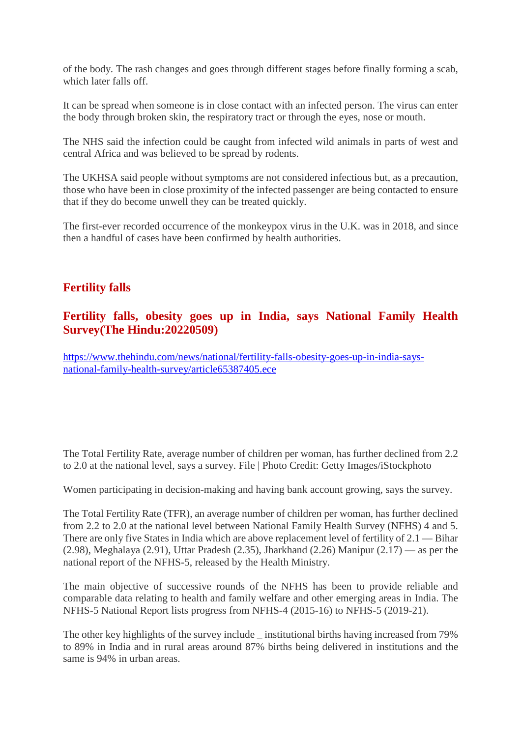of the body. The rash changes and goes through different stages before finally forming a scab, which later falls off.

It can be spread when someone is in close contact with an infected person. The virus can enter the body through broken skin, the respiratory tract or through the eyes, nose or mouth.

The NHS said the infection could be caught from infected wild animals in parts of west and central Africa and was believed to be spread by rodents.

The UKHSA said people without symptoms are not considered infectious but, as a precaution, those who have been in close proximity of the infected passenger are being contacted to ensure that if they do become unwell they can be treated quickly.

The first-ever recorded occurrence of the monkeypox virus in the U.K. was in 2018, and since then a handful of cases have been confirmed by health authorities.

## Fertility falls

### Fertility falls, obesity goes up in India, says National Family Health Survey(The Hindu:20220509)

https://www.thehindu.com/news/national/fertility-falls-obesity-goes-up-in-india-says-national-family-health-survey/article65387405.ece

The Total Fertility Rate, average number of children per woman, has further declined from 2.2 to 2.0 at the national level, says a survey. File | Photo Credit: Getty Images/iStockphoto

Women participating in decision-making and having bank account growing, says the survey.

The Total Fertility Rate (TFR), an average number of children per woman, has further declined from 2.2 to 2.0 at the national level between National Family Health Survey (NFHS) 4 and 5. There are only five States in India which are above replacement level of fertility of 2.1 — Bihar (2.98), Meghalaya (2.91), Uttar Pradesh (2.35), Jharkhand (2.26) Manipur (2.17) — as per the national report of the NFHS-5, released by the Health Ministry.

The main objective of successive rounds of the NFHS has been to provide reliable and comparable data relating to health and family welfare and other emerging areas in India. The NFHS-5 National Report lists progress from NFHS-4 (2015-16) to NFHS-5 (2019-21).

The other key highlights of the survey include _ institutional births having increased from 79% to 89% in India and in rural areas around 87% births being delivered in institutions and the same is 94% in urban areas.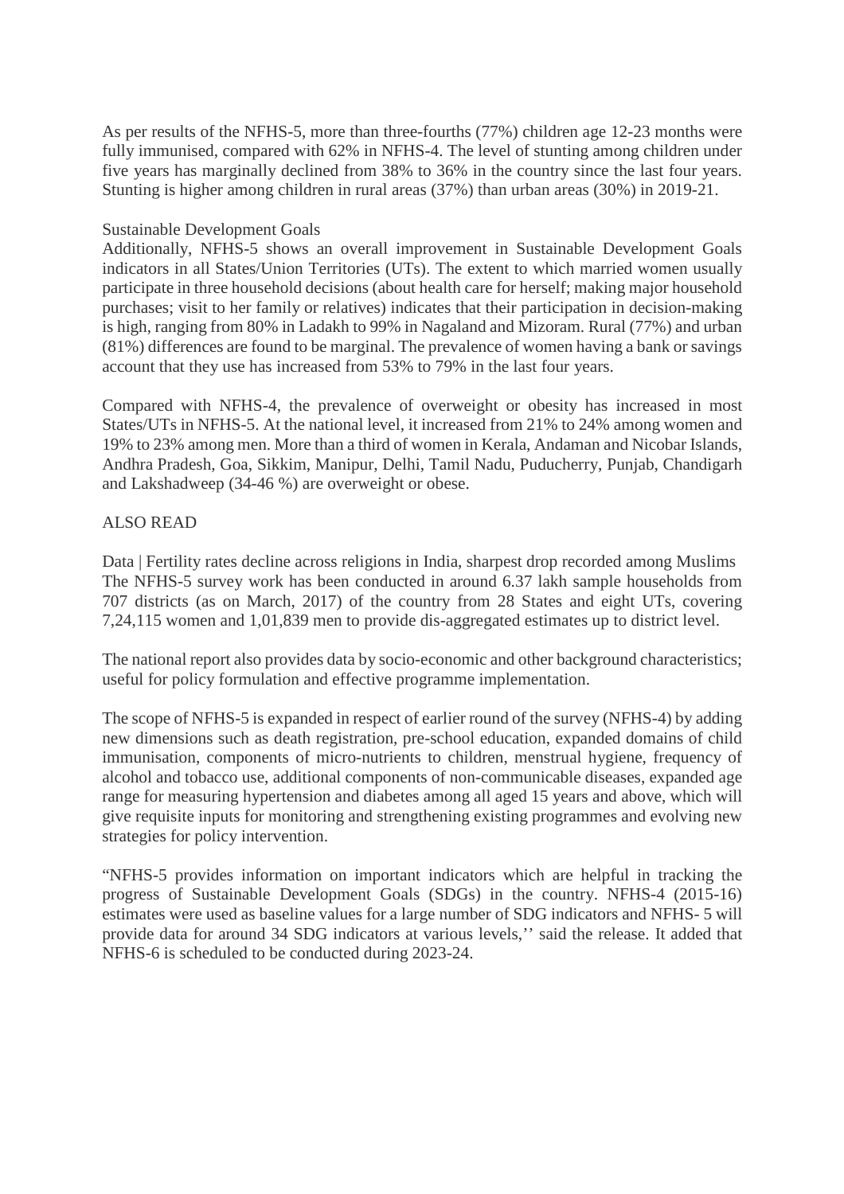As per results of the NFHS-5, more than three-fourths (77%) children age 12-23 months were fully immunised, compared with 62% in NFHS-4. The level of stunting among children under five years has marginally declined from 38% to 36% in the country since the last four years. Stunting is higher among children in rural areas (37%) than urban areas (30%) in 2019-21.

Sustainable Development Goals

Additionally, NFHS-5 shows an overall improvement in Sustainable Development Goals indicators in all States/Union Territories (UTs). The extent to which married women usually participate in three household decisions (about health care for herself; making major household purchases; visit to her family or relatives) indicates that their participation in decision-making is high, ranging from 80% in Ladakh to 99% in Nagaland and Mizoram. Rural (77%) and urban (81%) differences are found to be marginal. The prevalence of women having a bank or savings account that they use has increased from 53% to 79% in the last four years.

Compared with NFHS-4, the prevalence of overweight or obesity has increased in most States/UTs in NFHS-5. At the national level, it increased from 21% to 24% among women and 19% to 23% among men. More than a third of women in Kerala, Andaman and Nicobar Islands, Andhra Pradesh, Goa, Sikkim, Manipur, Delhi, Tamil Nadu, Puducherry, Punjab, Chandigarh and Lakshadweep (34-46 %) are overweight or obese.

ALSO READ

Data | Fertility rates decline across religions in India, sharpest drop recorded among Muslims

The NFHS-5 survey work has been conducted in around 6.37 lakh sample households from 707 districts (as on March, 2017) of the country from 28 States and eight UTs, covering 7,24,115 women and 1,01,839 men to provide dis-aggregated estimates up to district level.

The national report also provides data by socio-economic and other background characteristics; useful for policy formulation and effective programme implementation.

The scope of NFHS-5 is expanded in respect of earlier round of the survey (NFHS-4) by adding new dimensions such as death registration, pre-school education, expanded domains of child immunisation, components of micro-nutrients to children, menstrual hygiene, frequency of alcohol and tobacco use, additional components of non-communicable diseases, expanded age range for measuring hypertension and diabetes among all aged 15 years and above, which will give requisite inputs for monitoring and strengthening existing programmes and evolving new strategies for policy intervention.

"NFHS-5 provides information on important indicators which are helpful in tracking the progress of Sustainable Development Goals (SDGs) in the country. NFHS-4 (2015-16) estimates were used as baseline values for a large number of SDG indicators and NFHS- 5 will provide data for around 34 SDG indicators at various levels,'' said the release. It added that NFHS-6 is scheduled to be conducted during 2023-24.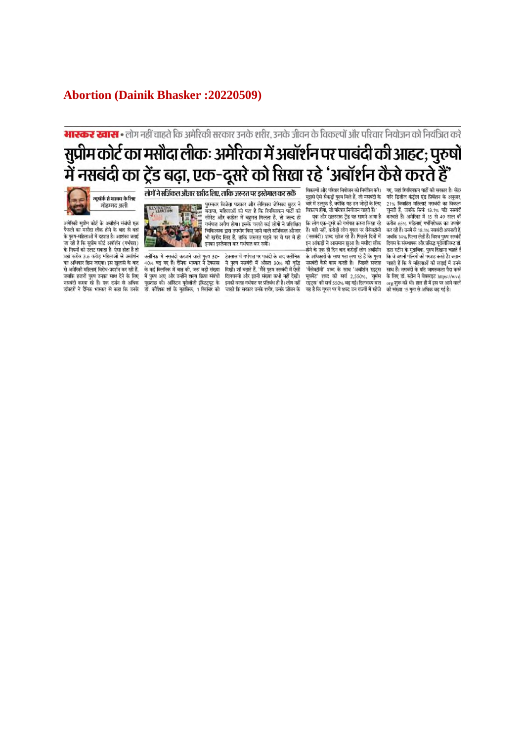# Abortion (Dainik Bhasker :20220509)

**भास्कर खास** • लोग नहीं चाहते कि अमेरिकी सरकार उनके शरीर, उनके जीवन के विकल्पों और परिवार नियोजन को नियंत्रित करे

# सुप्रीम कोर्ट का मसौदा लीकः अमेरिका में अबॉर्शन पर पाबंदी की आहट; पुरुषों में नसबंदी का ट्रेंड बढ़ा, एक-दूसरे को सिखा रहे 'अबॉर्शन कैसे करते हैं'

न्यूयॉर्क से भास्कर के लिए
मोहम्मद अली

अमेरिकी सुप्रीम कोर्ट के अबॉर्शन संबंधी एक फैसले का मसौदा लीक होने के बाद से वहां के पुरुष-महिलाओं में दहशत है। आशंका जताई जा रही है कि सुप्रीम कोर्ट अबॉर्शन (गर्भपात) के नियमों को उलट सकता है। ऐसा होता है तो वहां करीब 3.6 करोड़ महिलाओं से अबॉर्शन का अधिकार छिन जाएगा। इस खुलासे के बाद से अमेरिकी महिलाएं विरोध-प्रदर्शन कर रही हैं, जबकि हजारों पुरुष उनका साथ देने के लिए नसबंदी करवा रहे हैं। एक दर्जन से अधिक डॉक्टरों ने दैनिक भास्कर से कहा कि उनके क्लीनिक में नसबंदी करवाने वाले पुरुष 30-40% बढ़ गए हैं। दैनिक भास्कर ने टेक्सास के कई क्लिनिक में बात की, जहां बड़ी संख्या में पुरुष आए और उन्होंने शल्य क्रिया संबंधी पूछताछ की। ऑस्टिन यूरोलॉजी इंस्टिट्यूट के डॉ. कौशिक शॉ के मुताबिक, 1 सितंबर को टेक्सास में गर्भपात पर पाबंदी के बाद क्लीनिक ने पुरुष नसबंदी में औसत 30% की वृद्धि देखी। शॉ बताते हैं, 'मैंने पुरुष नसबंदी में ऐसी दिलचस्पी और इतनी संख्या कभी नहीं देखी। इसकी वजह गर्भपात पर प्रतिबंध ही है। लोग नहीं चाहते कि सरकार उनके शरीर, उनके जीवन के विकल्पों और परिवार नियोजन को नियंत्रित करे। मुझसे ऐसे सैकड़ों पुरुष मिले हैं, जो नसबंदी के बारे में उत्सुक हैं, क्योंकि यह उन जोड़ों के लिए विकल्प होगा, जो परिवार नियोजन चाहते हैं।'

## लोगों ने सर्जिकल औजार खरीद लिए, ताकि जरूरत पर इस्तेमाल कर सकें

पुरस्कार विजेता पत्रकार और लेखिका जेसिका ब्रुडर ने बताया, महिलाओं को पता है कि रिपब्लिकन पार्टी को सीनेट और कांग्रेस में बहुमत मिलता है, तो जल्द ही गर्भपात अवैध होगा। इसके चलते कई लोगों ने प्रशिक्षित चिकित्सक द्वारा उपयोग किए जाने वाले सर्जिकल औजार भी खरीद लिए हैं, ताकि जरूरत पड़ने पर वे घर में ही इनका इस्तेमाल कर गर्भपात कर सकें।

एक और खतरनाक ट्रेंड यह सामने आया है कि लोग एक-दूसरे को गर्भपात करना सिखा रहे हैं। यही नहीं, करोड़ों लोग गूगल पर वैसेक्टॉमी (नसबंदी) शब्द खोज रहे हैं। पिछले दिनों में इन आंकड़ों ने आसमान छुआ है। मसौदा लीक होने के एक ही दिन बाद करोड़ों लोग अबॉर्शन के अधिकारों के साथ पता लगा रहे हैं कि पुरुष नसबंदी कैसे काम करती है। पिछले सप्ताह 'वैसेक्टॉमी' शब्द के साथ 'अबॉर्शन राइट्स मूवमेंट' शब्द की सर्च 2,550%, 'वूमंस राइट्स' की सर्च 550% बढ़ गई। दिलचस्प बात यह है कि गूगल पर ये शब्द उन राज्यों में खोजे गए, जहां रिपब्लिकन पार्टी की सरकार है। सेंटर फॉर डिजीज कंट्रोल एंड प्रिवेंशन के अनुसार, 21% विवाहित महिलाएं नसबंदी का विकल्प चुनती हैं, जबकि सिर्फ 13.1% पति नसबंदी करवाते हैं। अमेरिका में 15 से 49 साल की करीब 65% महिलाएं गर्भनिरोधक का उपयोग कर रही हैं। उनमें से 18.1% नसबंदी अपनाती हैं, जबकि 14% पिल्स लेती हैं। विश्व पुरुष नसबंदी दिवस के संस्थापक और प्रसिद्ध यूरोलॉजिस्ट डॉ. डाउ स्टीन के मुताबिक, पुरुष दिखाना चाहते हैं कि वे अपनी पत्नियों की परवाह करते हैं। जताना चाहते हैं कि वे महिलाओं की लड़ाई में उनके साथ हैं। नसबंदी के प्रति जागरूकता पैदा करने के लिए डॉ. स्टीन ने वेबसाइट https://wvd.org शुरू की थी। हाल ही में इस पर आने वालों की संख्या 15 गुना से अधिक बढ़ गई है।